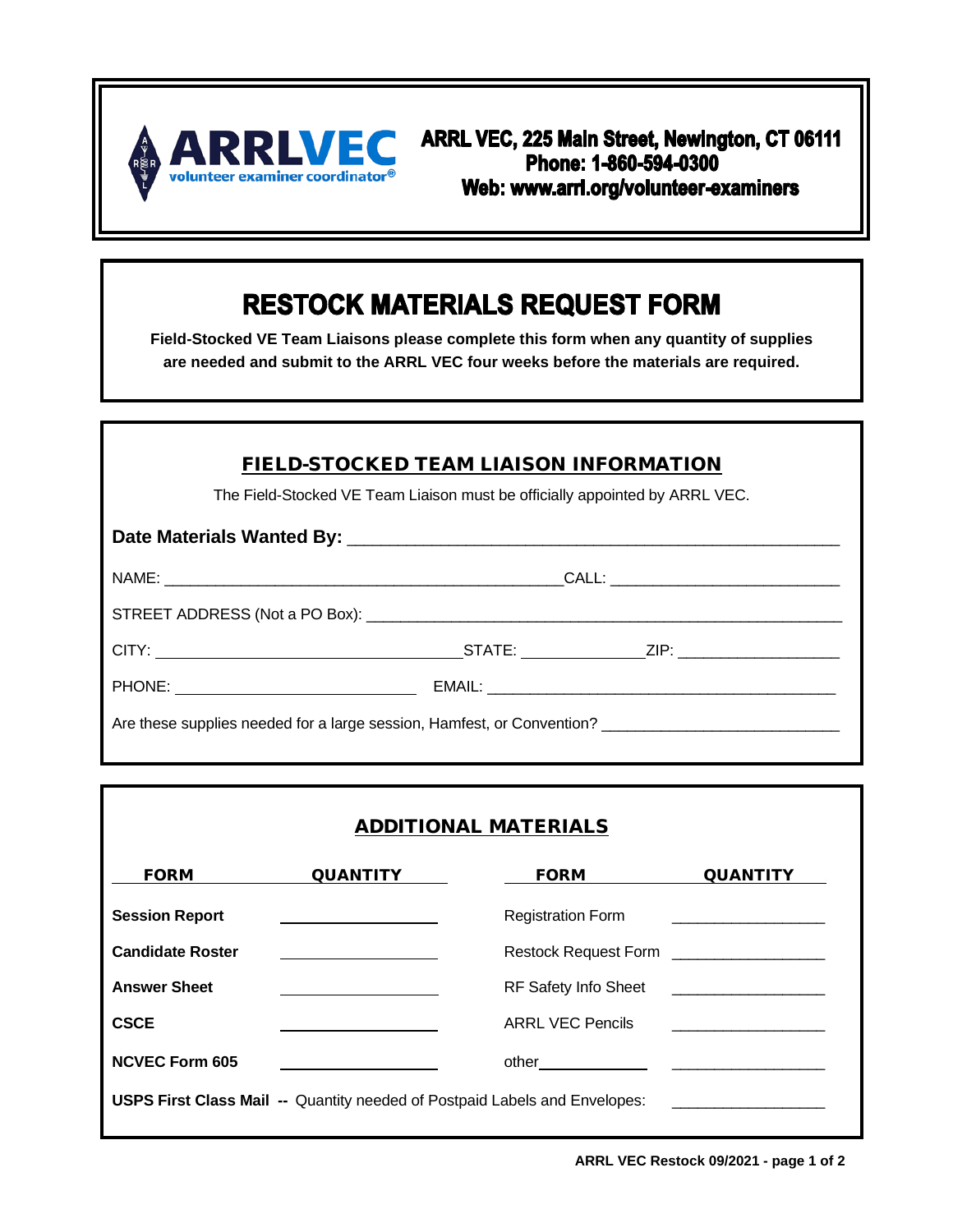**ARRLVEC** volunteer examiner coordinator®

**ARRL VEC, 225 Main Street, Newington, CT 06111**
**Phone: 1-860-594-0300**
**Web: www.arrl.org/volunteer-examiners**

# RESTOCK MATERIALS REQUEST FORM

**Field-Stocked VE Team Liaisons please complete this form when any quantity of supplies are needed and submit to the ARRL VEC four weeks before the materials are required.**

## FIELD-STOCKED TEAM LIAISON INFORMATION

The Field-Stocked VE Team Liaison must be officially appointed by ARRL VEC.

**Date Materials Wanted By:** ____________________________________________

NAME: ________________________________________ CALL: ______________________

STREET ADDRESS (Not a PO Box): ______________________________________________

CITY: ______________________________ STATE: ____________ ZIP: ________________

PHONE: ________________________ EMAIL: ___________________________________

Are these supplies needed for a large session, Hamfest, or Convention? ______________________

## ADDITIONAL MATERIALS

| FORM | QUANTITY | FORM | QUANTITY |
|---|---|---|---|
| **Session Report** | ____________ | Registration Form | ____________ |
| **Candidate Roster** | ____________ | Restock Request Form | ____________ |
| **Answer Sheet** | ____________ | RF Safety Info Sheet | ____________ |
| **CSCE** | ____________ | ARRL VEC Pencils | ____________ |
| **NCVEC Form 605** | ____________ | other__________ | ____________ |

**USPS First Class Mail --** Quantity needed of Postpaid Labels and Envelopes: ____________

**ARRL VEC Restock 09/2021**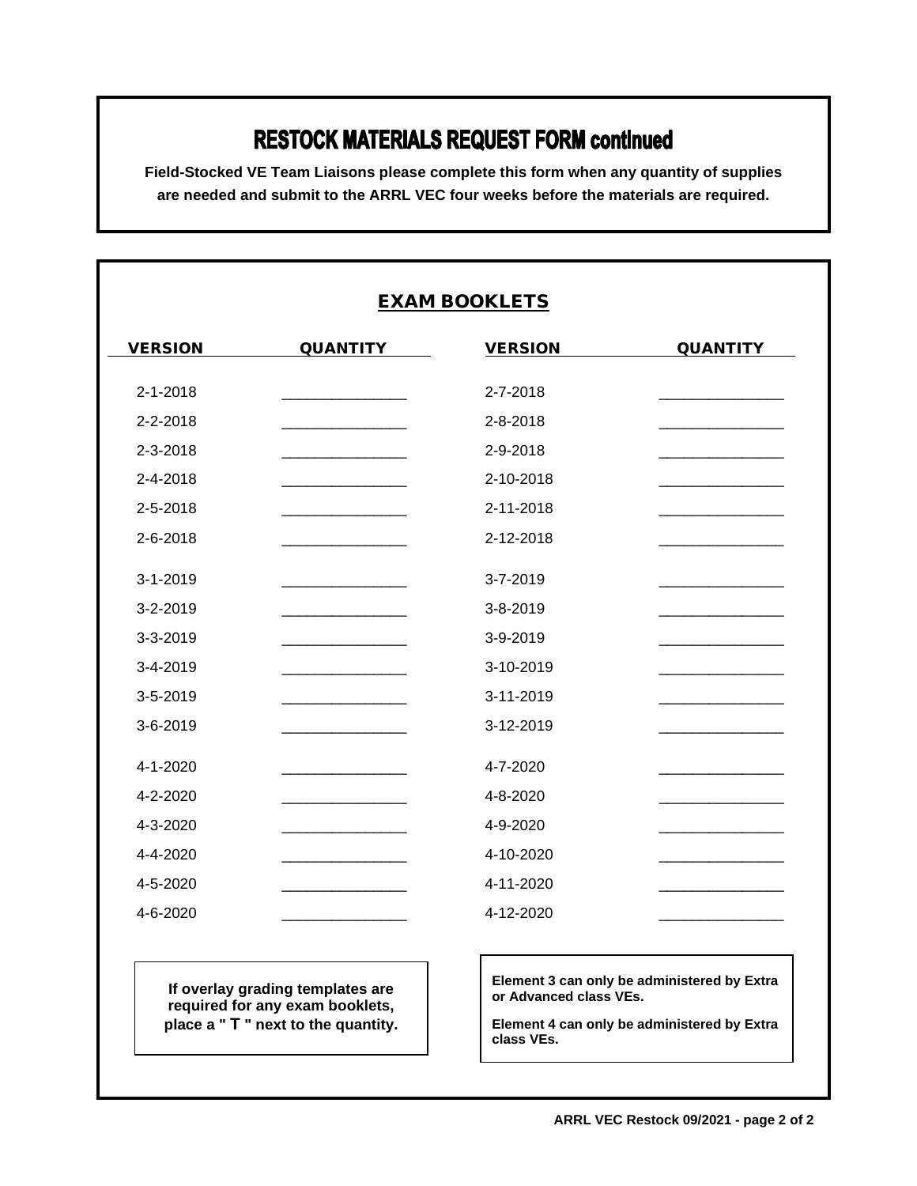# RESTOCK MATERIALS REQUEST FORM continued

**Field-Stocked VE Team Liaisons please complete this form when any quantity of supplies are needed and submit to the ARRL VEC four weeks before the materials are required.**

## EXAM BOOKLETS

| VERSION | QUANTITY | VERSION | QUANTITY |
|---|---|---|---|
| 2-1-2018 | _______________ | 2-7-2018 | _______________ |
| 2-2-2018 | _______________ | 2-8-2018 | _______________ |
| 2-3-2018 | _______________ | 2-9-2018 | _______________ |
| 2-4-2018 | _______________ | 2-10-2018 | _______________ |
| 2-5-2018 | _______________ | 2-11-2018 | _______________ |
| 2-6-2018 | _______________ | 2-12-2018 | _______________ |
| 3-1-2019 | _______________ | 3-7-2019 | _______________ |
| 3-2-2019 | _______________ | 3-8-2019 | _______________ |
| 3-3-2019 | _______________ | 3-9-2019 | _______________ |
| 3-4-2019 | _______________ | 3-10-2019 | _______________ |
| 3-5-2019 | _______________ | 3-11-2019 | _______________ |
| 3-6-2019 | _______________ | 3-12-2019 | _______________ |
| 4-1-2020 | _______________ | 4-7-2020 | _______________ |
| 4-2-2020 | _______________ | 4-8-2020 | _______________ |
| 4-3-2020 | _______________ | 4-9-2020 | _______________ |
| 4-4-2020 | _______________ | 4-10-2020 | _______________ |
| 4-5-2020 | _______________ | 4-11-2020 | _______________ |
| 4-6-2020 | _______________ | 4-12-2020 | _______________ |

**If overlay grading templates are required for any exam booklets, place a " T " next to the quantity.**

**Element 3 can only be administered by Extra or Advanced class VEs.**

**Element 4 can only be administered by Extra class VEs.**

**ARRL VEC Restock 09/2021**